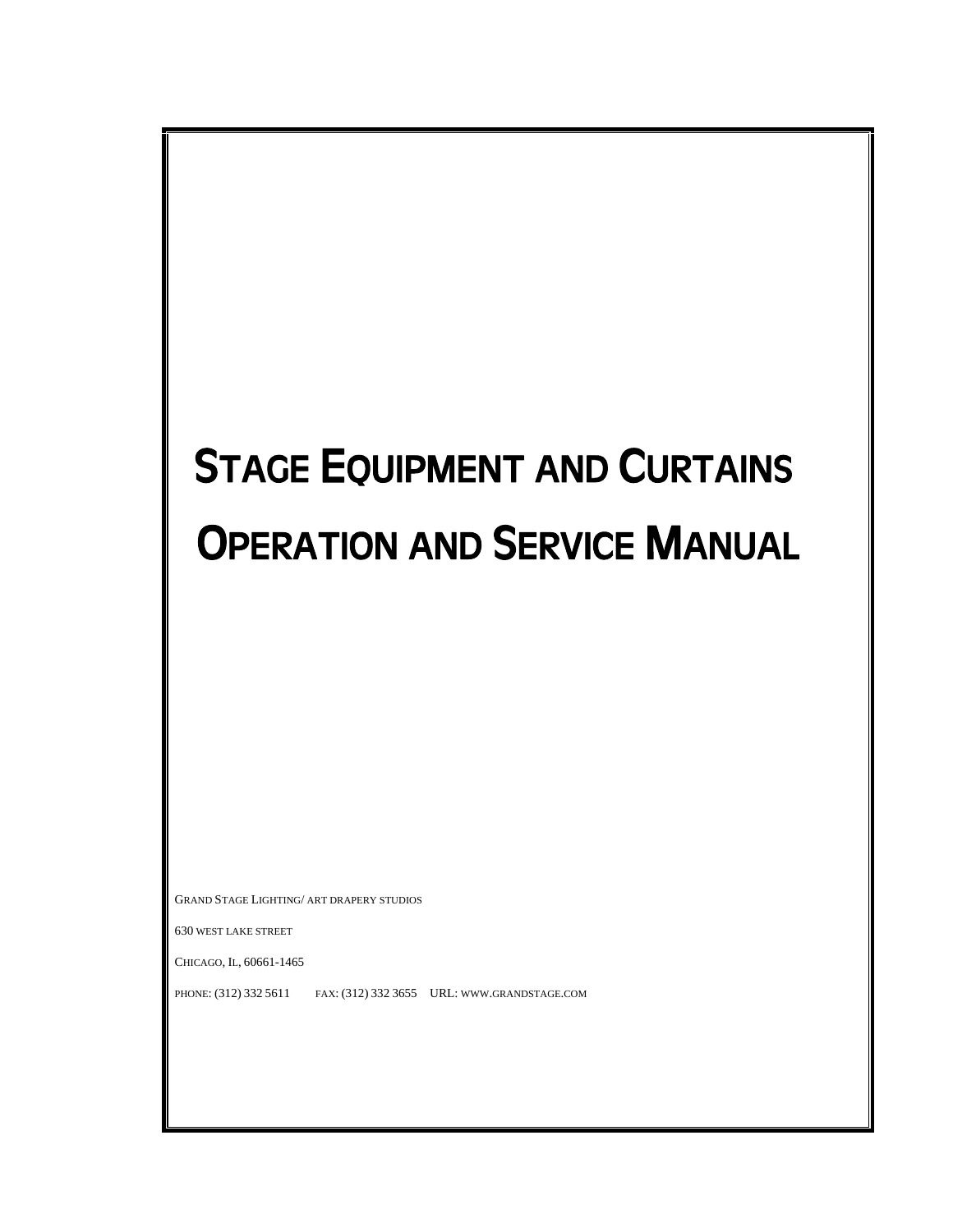# Stage Equipment and Curtains

# Operation and Service Manual

Grand Stage Lighting/ art drapery studios

630 west lake street

Chicago, IL, 60661-1465

phone: (312) 332 5611 fax: (312) 332 3655 URL: www.grandstage.com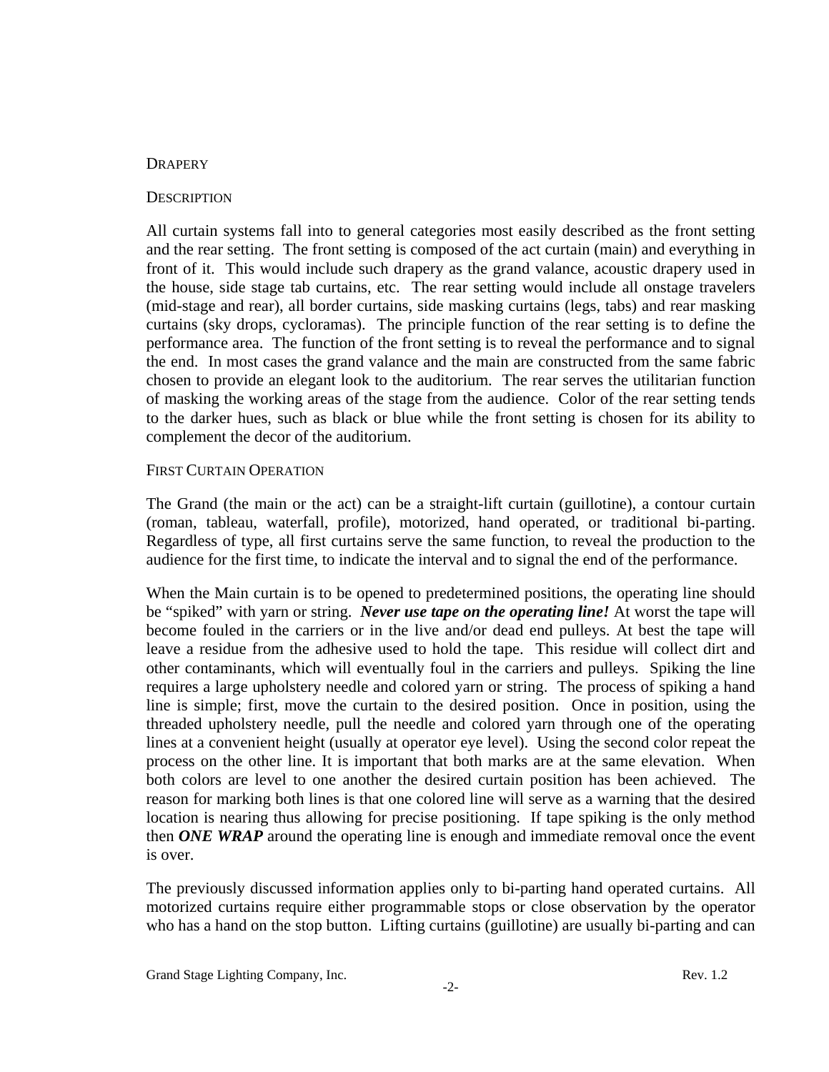## Drapery

### Description

All curtain systems fall into to general categories most easily described as the front setting and the rear setting. The front setting is composed of the act curtain (main) and everything in front of it. This would include such drapery as the grand valance, acoustic drapery used in the house, side stage tab curtains, etc. The rear setting would include all onstage travelers (mid-stage and rear), all border curtains, side masking curtains (legs, tabs) and rear masking curtains (sky drops, cycloramas). The principle function of the rear setting is to define the performance area. The function of the front setting is to reveal the performance and to signal the end. In most cases the grand valance and the main are constructed from the same fabric chosen to provide an elegant look to the auditorium. The rear serves the utilitarian function of masking the working areas of the stage from the audience. Color of the rear setting tends to the darker hues, such as black or blue while the front setting is chosen for its ability to complement the decor of the auditorium.

### First Curtain Operation

The Grand (the main or the act) can be a straight-lift curtain (guillotine), a contour curtain (roman, tableau, waterfall, profile), motorized, hand operated, or traditional bi-parting. Regardless of type, all first curtains serve the same function, to reveal the production to the audience for the first time, to indicate the interval and to signal the end of the performance.

When the Main curtain is to be opened to predetermined positions, the operating line should be "spiked" with yarn or string. ***Never use tape on the operating line!*** At worst the tape will become fouled in the carriers or in the live and/or dead end pulleys. At best the tape will leave a residue from the adhesive used to hold the tape. This residue will collect dirt and other contaminants, which will eventually foul in the carriers and pulleys. Spiking the line requires a large upholstery needle and colored yarn or string. The process of spiking a hand line is simple; first, move the curtain to the desired position. Once in position, using the threaded upholstery needle, pull the needle and colored yarn through one of the operating lines at a convenient height (usually at operator eye level). Using the second color repeat the process on the other line. It is important that both marks are at the same elevation. When both colors are level to one another the desired curtain position has been achieved. The reason for marking both lines is that one colored line will serve as a warning that the desired location is nearing thus allowing for precise positioning. If tape spiking is the only method then ***ONE WRAP*** around the operating line is enough and immediate removal once the event is over.

The previously discussed information applies only to bi-parting hand operated curtains. All motorized curtains require either programmable stops or close observation by the operator who has a hand on the stop button. Lifting curtains (guillotine) are usually bi-parting and can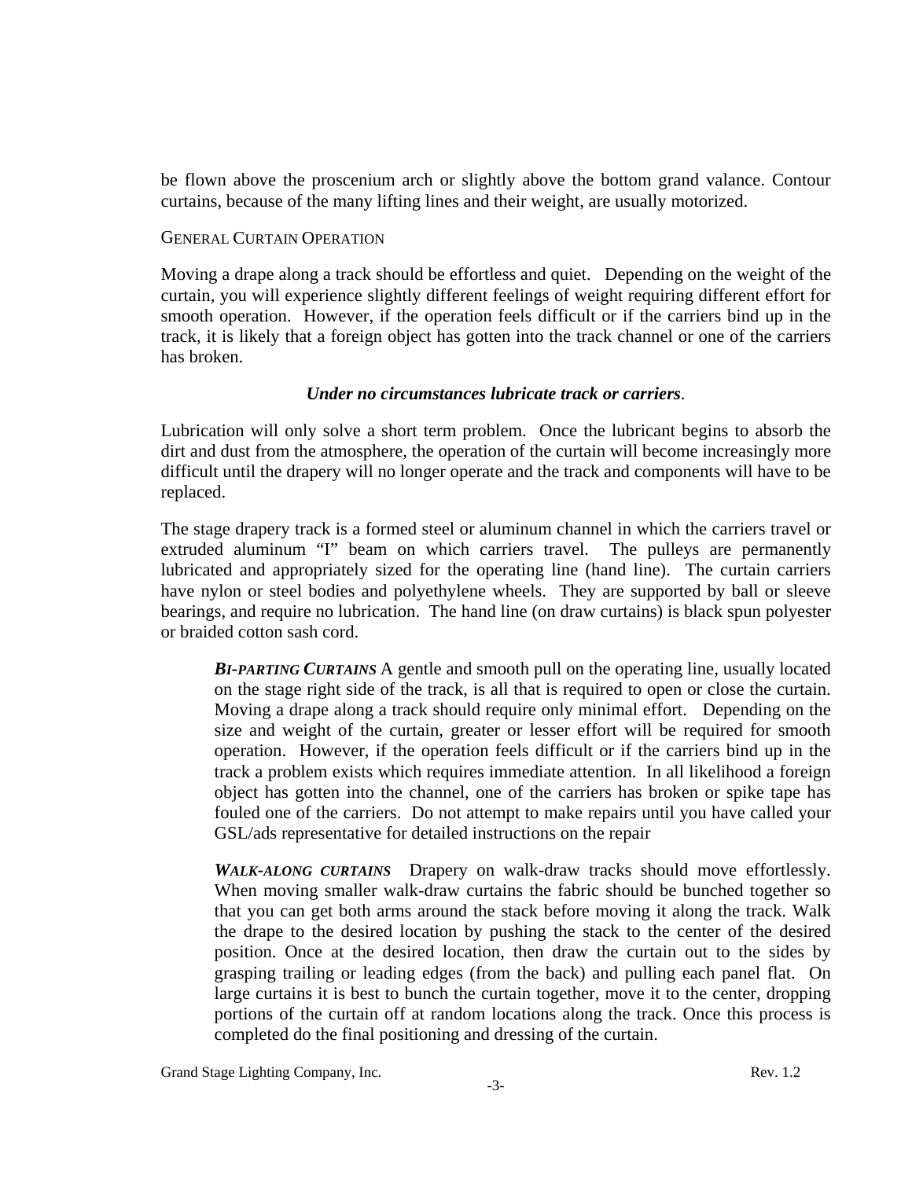be flown above the proscenium arch or slightly above the bottom grand valance. Contour curtains, because of the many lifting lines and their weight, are usually motorized.

## General Curtain Operation

Moving a drape along a track should be effortless and quiet. Depending on the weight of the curtain, you will experience slightly different feelings of weight requiring different effort for smooth operation. However, if the operation feels difficult or if the carriers bind up in the track, it is likely that a foreign object has gotten into the track channel or one of the carriers has broken.

***Under no circumstances lubricate track or carriers***.

Lubrication will only solve a short term problem. Once the lubricant begins to absorb the dirt and dust from the atmosphere, the operation of the curtain will become increasingly more difficult until the drapery will no longer operate and the track and components will have to be replaced.

The stage drapery track is a formed steel or aluminum channel in which the carriers travel or extruded aluminum "I" beam on which carriers travel. The pulleys are permanently lubricated and appropriately sized for the operating line (hand line). The curtain carriers have nylon or steel bodies and polyethylene wheels. They are supported by ball or sleeve bearings, and require no lubrication. The hand line (on draw curtains) is black spun polyester or braided cotton sash cord.

> ***Bi-parting Curtains*** A gentle and smooth pull on the operating line, usually located on the stage right side of the track, is all that is required to open or close the curtain. Moving a drape along a track should require only minimal effort. Depending on the size and weight of the curtain, greater or lesser effort will be required for smooth operation. However, if the operation feels difficult or if the carriers bind up in the track a problem exists which requires immediate attention. In all likelihood a foreign object has gotten into the channel, one of the carriers has broken or spike tape has fouled one of the carriers. Do not attempt to make repairs until you have called your GSL/ads representative for detailed instructions on the repair
>
> ***Walk-along curtains*** Drapery on walk-draw tracks should move effortlessly. When moving smaller walk-draw curtains the fabric should be bunched together so that you can get both arms around the stack before moving it along the track. Walk the drape to the desired location by pushing the stack to the center of the desired position. Once at the desired location, then draw the curtain out to the sides by grasping trailing or leading edges (from the back) and pulling each panel flat. On large curtains it is best to bunch the curtain together, move it to the center, dropping portions of the curtain off at random locations along the track. Once this process is completed do the final positioning and dressing of the curtain.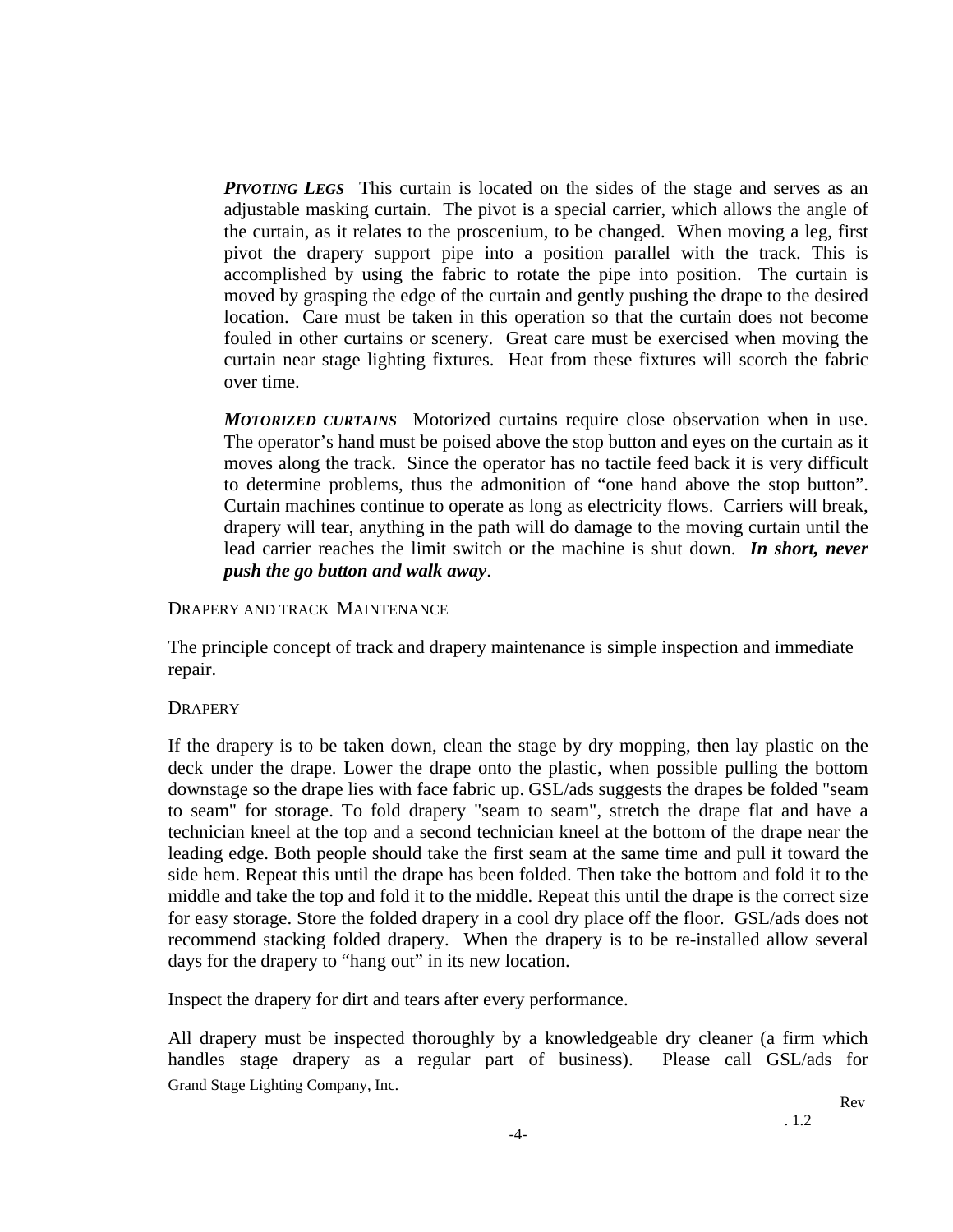***Pivoting Legs*** This curtain is located on the sides of the stage and serves as an adjustable masking curtain. The pivot is a special carrier, which allows the angle of the curtain, as it relates to the proscenium, to be changed. When moving a leg, first pivot the drapery support pipe into a position parallel with the track. This is accomplished by using the fabric to rotate the pipe into position. The curtain is moved by grasping the edge of the curtain and gently pushing the drape to the desired location. Care must be taken in this operation so that the curtain does not become fouled in other curtains or scenery. Great care must be exercised when moving the curtain near stage lighting fixtures. Heat from these fixtures will scorch the fabric over time.

***Motorized curtains*** Motorized curtains require close observation when in use. The operator's hand must be poised above the stop button and eyes on the curtain as it moves along the track. Since the operator has no tactile feed back it is very difficult to determine problems, thus the admonition of "one hand above the stop button". Curtain machines continue to operate as long as electricity flows. Carriers will break, drapery will tear, anything in the path will do damage to the moving curtain until the lead carrier reaches the limit switch or the machine is shut down. ***In short, never push the go button and walk away***.

## Drapery and track Maintenance

The principle concept of track and drapery maintenance is simple inspection and immediate repair.

### Drapery

If the drapery is to be taken down, clean the stage by dry mopping, then lay plastic on the deck under the drape. Lower the drape onto the plastic, when possible pulling the bottom downstage so the drape lies with face fabric up. GSL/ads suggests the drapes be folded "seam to seam" for storage. To fold drapery "seam to seam", stretch the drape flat and have a technician kneel at the top and a second technician kneel at the bottom of the drape near the leading edge. Both people should take the first seam at the same time and pull it toward the side hem. Repeat this until the drape has been folded. Then take the bottom and fold it to the middle and take the top and fold it to the middle. Repeat this until the drape is the correct size for easy storage. Store the folded drapery in a cool dry place off the floor. GSL/ads does not recommend stacking folded drapery. When the drapery is to be re-installed allow several days for the drapery to "hang out" in its new location.

Inspect the drapery for dirt and tears after every performance.

All drapery must be inspected thoroughly by a knowledgeable dry cleaner (a firm which handles stage drapery as a regular part of business). Please call GSL/ads for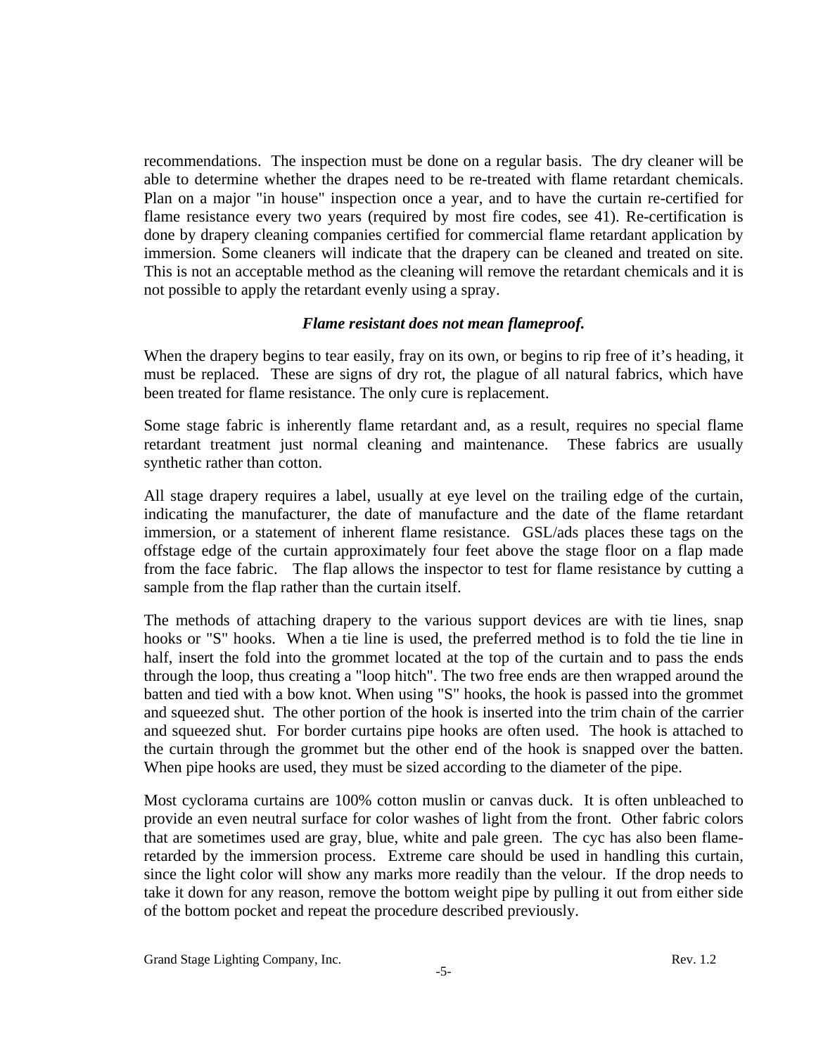recommendations. The inspection must be done on a regular basis. The dry cleaner will be able to determine whether the drapes need to be re-treated with flame retardant chemicals. Plan on a major "in house" inspection once a year, and to have the curtain re-certified for flame resistance every two years (required by most fire codes, see 41). Re-certification is done by drapery cleaning companies certified for commercial flame retardant application by immersion. Some cleaners will indicate that the drapery can be cleaned and treated on site. This is not an acceptable method as the cleaning will remove the retardant chemicals and it is not possible to apply the retardant evenly using a spray.

***Flame resistant does not mean flameproof.***

When the drapery begins to tear easily, fray on its own, or begins to rip free of it's heading, it must be replaced. These are signs of dry rot, the plague of all natural fabrics, which have been treated for flame resistance. The only cure is replacement.

Some stage fabric is inherently flame retardant and, as a result, requires no special flame retardant treatment just normal cleaning and maintenance. These fabrics are usually synthetic rather than cotton.

All stage drapery requires a label, usually at eye level on the trailing edge of the curtain, indicating the manufacturer, the date of manufacture and the date of the flame retardant immersion, or a statement of inherent flame resistance. GSL/ads places these tags on the offstage edge of the curtain approximately four feet above the stage floor on a flap made from the face fabric. The flap allows the inspector to test for flame resistance by cutting a sample from the flap rather than the curtain itself.

The methods of attaching drapery to the various support devices are with tie lines, snap hooks or "S" hooks. When a tie line is used, the preferred method is to fold the tie line in half, insert the fold into the grommet located at the top of the curtain and to pass the ends through the loop, thus creating a "loop hitch". The two free ends are then wrapped around the batten and tied with a bow knot. When using "S" hooks, the hook is passed into the grommet and squeezed shut. The other portion of the hook is inserted into the trim chain of the carrier and squeezed shut. For border curtains pipe hooks are often used. The hook is attached to the curtain through the grommet but the other end of the hook is snapped over the batten. When pipe hooks are used, they must be sized according to the diameter of the pipe.

Most cyclorama curtains are 100% cotton muslin or canvas duck. It is often unbleached to provide an even neutral surface for color washes of light from the front. Other fabric colors that are sometimes used are gray, blue, white and pale green. The cyc has also been flame-retarded by the immersion process. Extreme care should be used in handling this curtain, since the light color will show any marks more readily than the velour. If the drop needs to take it down for any reason, remove the bottom weight pipe by pulling it out from either side of the bottom pocket and repeat the procedure described previously.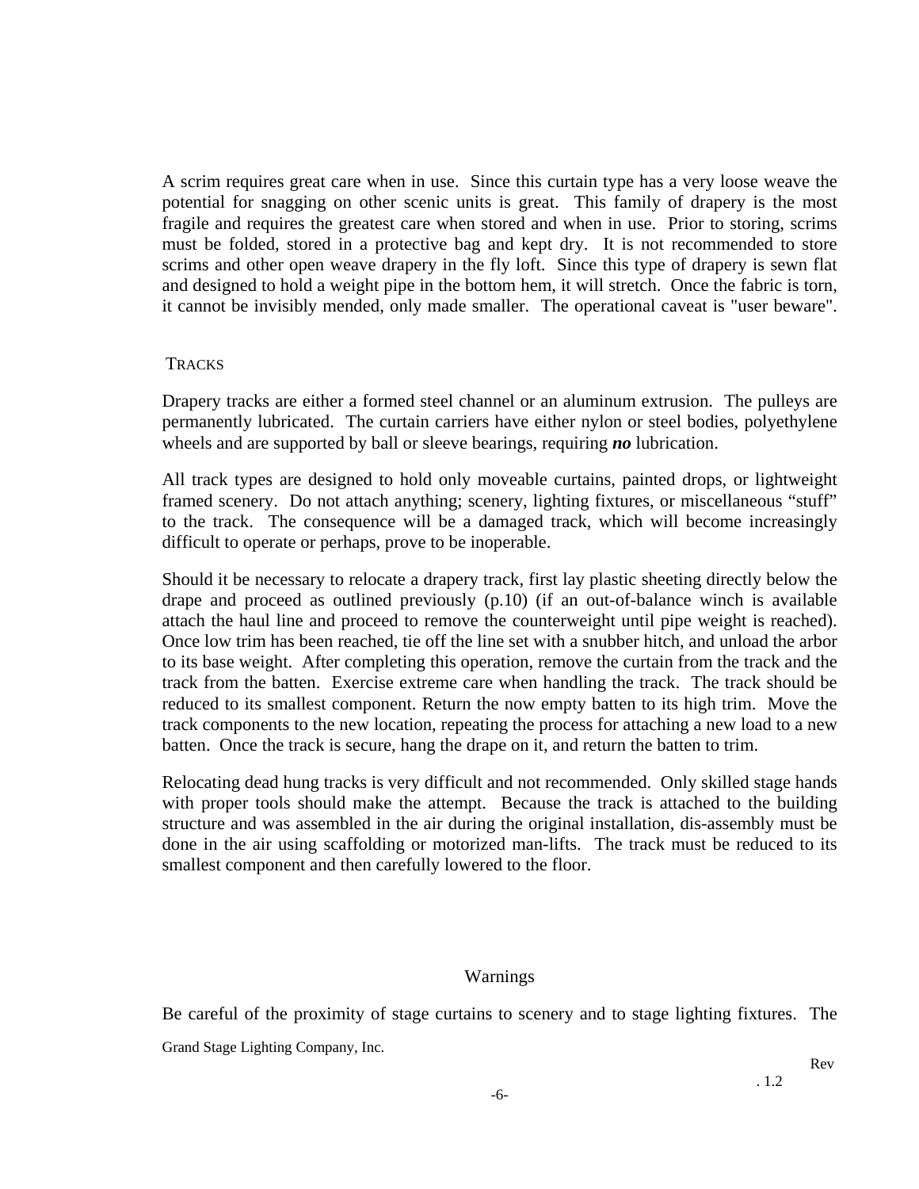A scrim requires great care when in use. Since this curtain type has a very loose weave the potential for snagging on other scenic units is great. This family of drapery is the most fragile and requires the greatest care when stored and when in use. Prior to storing, scrims must be folded, stored in a protective bag and kept dry. It is not recommended to store scrims and other open weave drapery in the fly loft. Since this type of drapery is sewn flat and designed to hold a weight pipe in the bottom hem, it will stretch. Once the fabric is torn, it cannot be invisibly mended, only made smaller. The operational caveat is "user beware".

## TRACKS

Drapery tracks are either a formed steel channel or an aluminum extrusion. The pulleys are permanently lubricated. The curtain carriers have either nylon or steel bodies, polyethylene wheels and are supported by ball or sleeve bearings, requiring ***no*** lubrication.

All track types are designed to hold only moveable curtains, painted drops, or lightweight framed scenery. Do not attach anything; scenery, lighting fixtures, or miscellaneous "stuff" to the track. The consequence will be a damaged track, which will become increasingly difficult to operate or perhaps, prove to be inoperable.

Should it be necessary to relocate a drapery track, first lay plastic sheeting directly below the drape and proceed as outlined previously (p.10) (if an out-of-balance winch is available attach the haul line and proceed to remove the counterweight until pipe weight is reached). Once low trim has been reached, tie off the line set with a snubber hitch, and unload the arbor to its base weight. After completing this operation, remove the curtain from the track and the track from the batten. Exercise extreme care when handling the track. The track should be reduced to its smallest component. Return the now empty batten to its high trim. Move the track components to the new location, repeating the process for attaching a new load to a new batten. Once the track is secure, hang the drape on it, and return the batten to trim.

Relocating dead hung tracks is very difficult and not recommended. Only skilled stage hands with proper tools should make the attempt. Because the track is attached to the building structure and was assembled in the air during the original installation, dis-assembly must be done in the air using scaffolding or motorized man-lifts. The track must be reduced to its smallest component and then carefully lowered to the floor.

## Warnings

Be careful of the proximity of stage curtains to scenery and to stage lighting fixtures. The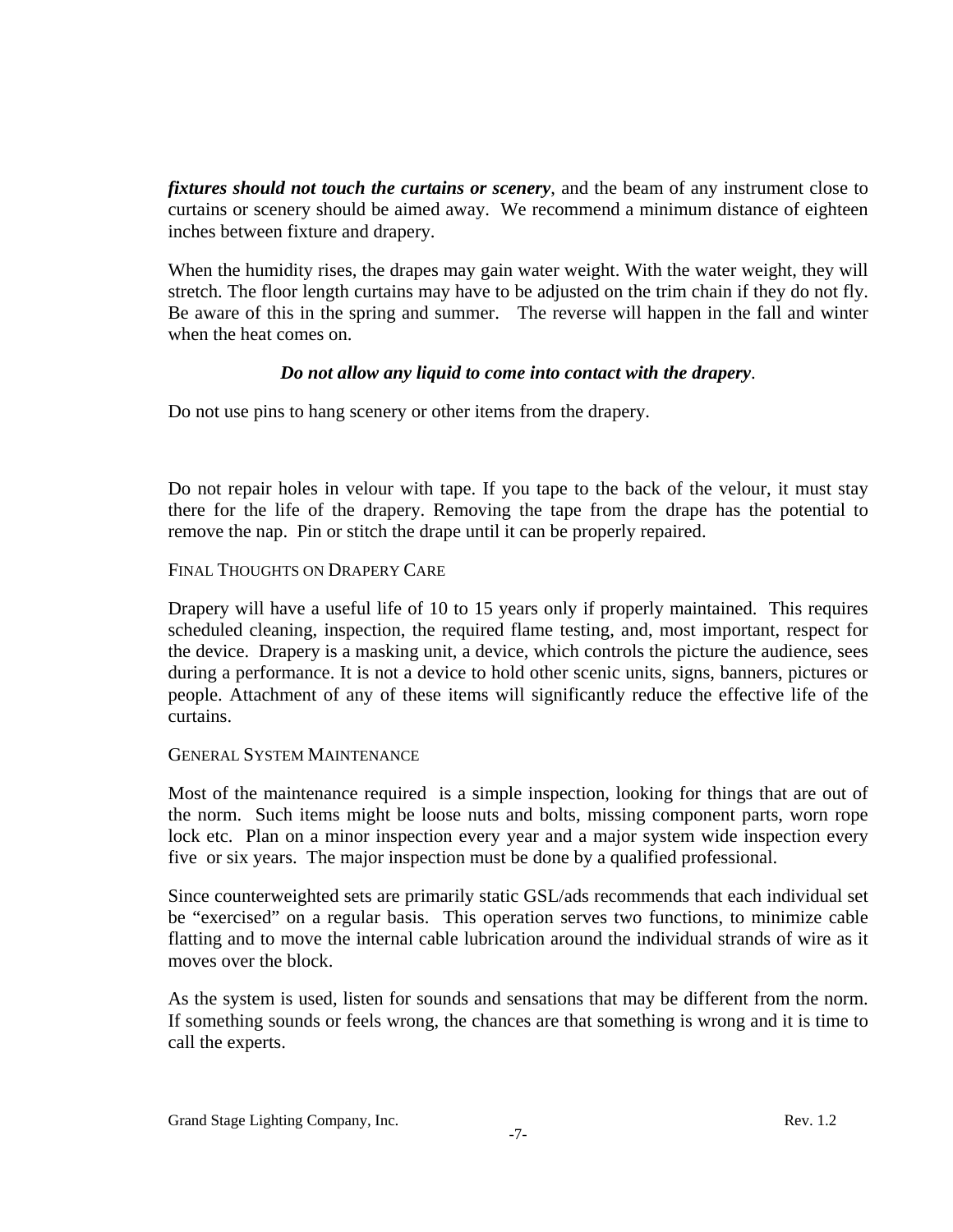***fixtures should not touch the curtains or scenery***, and the beam of any instrument close to curtains or scenery should be aimed away. We recommend a minimum distance of eighteen inches between fixture and drapery.

When the humidity rises, the drapes may gain water weight. With the water weight, they will stretch. The floor length curtains may have to be adjusted on the trim chain if they do not fly. Be aware of this in the spring and summer. The reverse will happen in the fall and winter when the heat comes on.

***Do not allow any liquid to come into contact with the drapery***.

Do not use pins to hang scenery or other items from the drapery.

Do not repair holes in velour with tape. If you tape to the back of the velour, it must stay there for the life of the drapery. Removing the tape from the drape has the potential to remove the nap. Pin or stitch the drape until it can be properly repaired.

## FINAL THOUGHTS ON DRAPERY CARE

Drapery will have a useful life of 10 to 15 years only if properly maintained. This requires scheduled cleaning, inspection, the required flame testing, and, most important, respect for the device. Drapery is a masking unit, a device, which controls the picture the audience, sees during a performance. It is not a device to hold other scenic units, signs, banners, pictures or people. Attachment of any of these items will significantly reduce the effective life of the curtains.

## GENERAL SYSTEM MAINTENANCE

Most of the maintenance required is a simple inspection, looking for things that are out of the norm. Such items might be loose nuts and bolts, missing component parts, worn rope lock etc. Plan on a minor inspection every year and a major system wide inspection every five or six years. The major inspection must be done by a qualified professional.

Since counterweighted sets are primarily static GSL/ads recommends that each individual set be "exercised" on a regular basis. This operation serves two functions, to minimize cable flatting and to move the internal cable lubrication around the individual strands of wire as it moves over the block.

As the system is used, listen for sounds and sensations that may be different from the norm. If something sounds or feels wrong, the chances are that something is wrong and it is time to call the experts.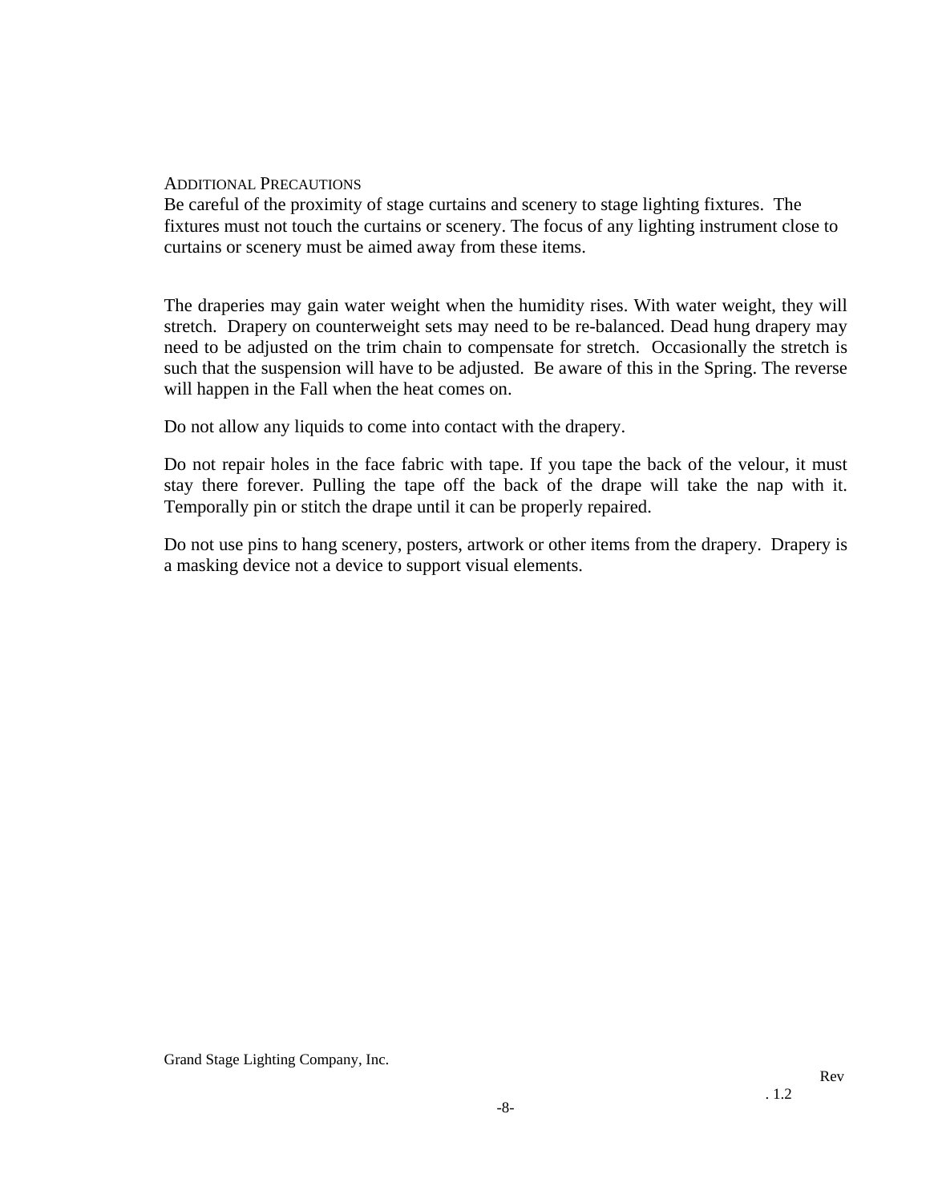## Additional Precautions

Be careful of the proximity of stage curtains and scenery to stage lighting fixtures. The fixtures must not touch the curtains or scenery. The focus of any lighting instrument close to curtains or scenery must be aimed away from these items.

The draperies may gain water weight when the humidity rises. With water weight, they will stretch. Drapery on counterweight sets may need to be re-balanced. Dead hung drapery may need to be adjusted on the trim chain to compensate for stretch. Occasionally the stretch is such that the suspension will have to be adjusted. Be aware of this in the Spring. The reverse will happen in the Fall when the heat comes on.

Do not allow any liquids to come into contact with the drapery.

Do not repair holes in the face fabric with tape. If you tape the back of the velour, it must stay there forever. Pulling the tape off the back of the drape will take the nap with it. Temporally pin or stitch the drape until it can be properly repaired.

Do not use pins to hang scenery, posters, artwork or other items from the drapery. Drapery is a masking device not a device to support visual elements.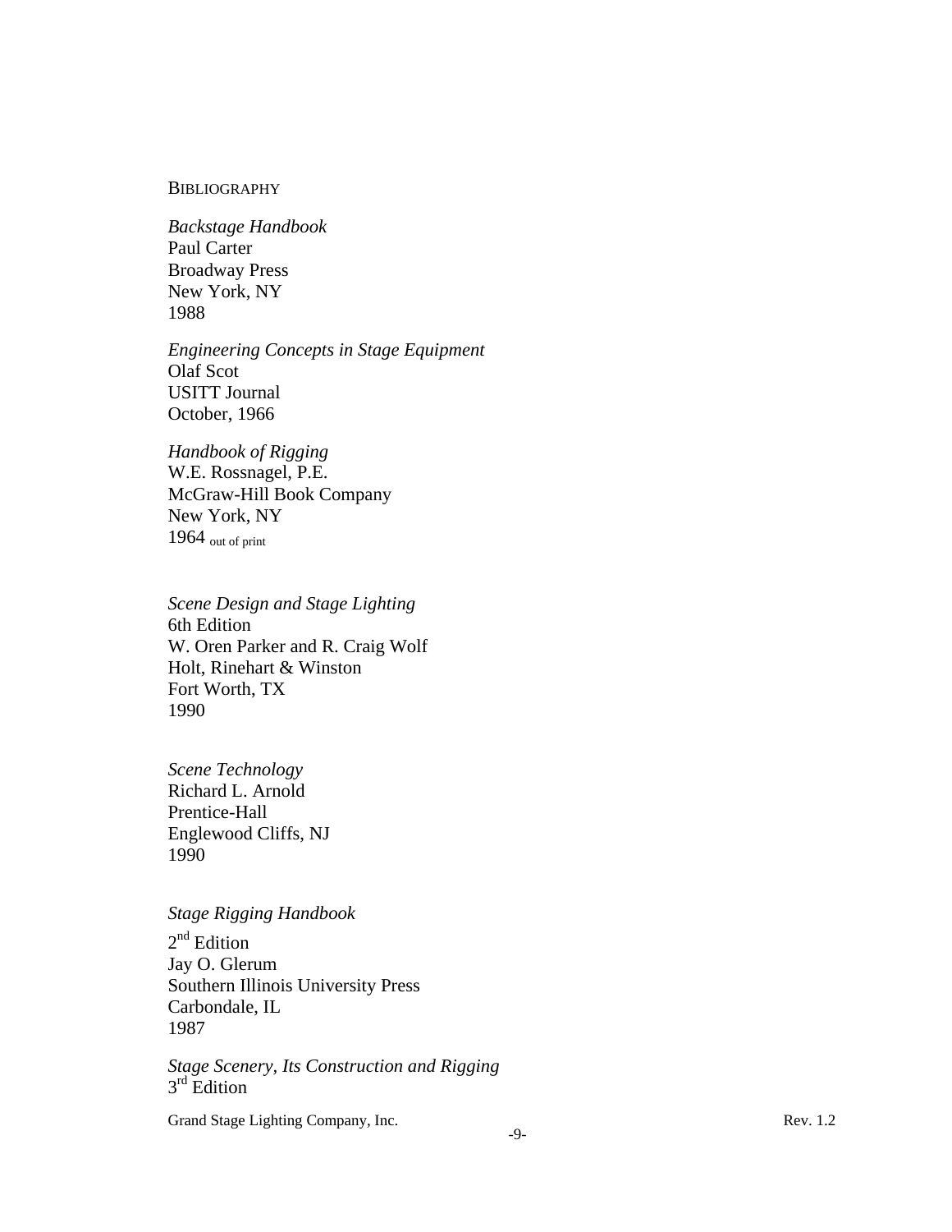## BIBLIOGRAPHY

*Backstage Handbook*
Paul Carter
Broadway Press
New York, NY
1988

*Engineering Concepts in Stage Equipment*
Olaf Scot
USITT Journal
October, 1966

*Handbook of Rigging*
W.E. Rossnagel, P.E.
McGraw-Hill Book Company
New York, NY
1964 out of print

*Scene Design and Stage Lighting*
6th Edition
W. Oren Parker and R. Craig Wolf
Holt, Rinehart & Winston
Fort Worth, TX
1990

*Scene Technology*
Richard L. Arnold
Prentice-Hall
Englewood Cliffs, NJ
1990

*Stage Rigging Handbook*
2nd Edition
Jay O. Glerum
Southern Illinois University Press
Carbondale, IL
1987

*Stage Scenery, Its Construction and Rigging*
3rd Edition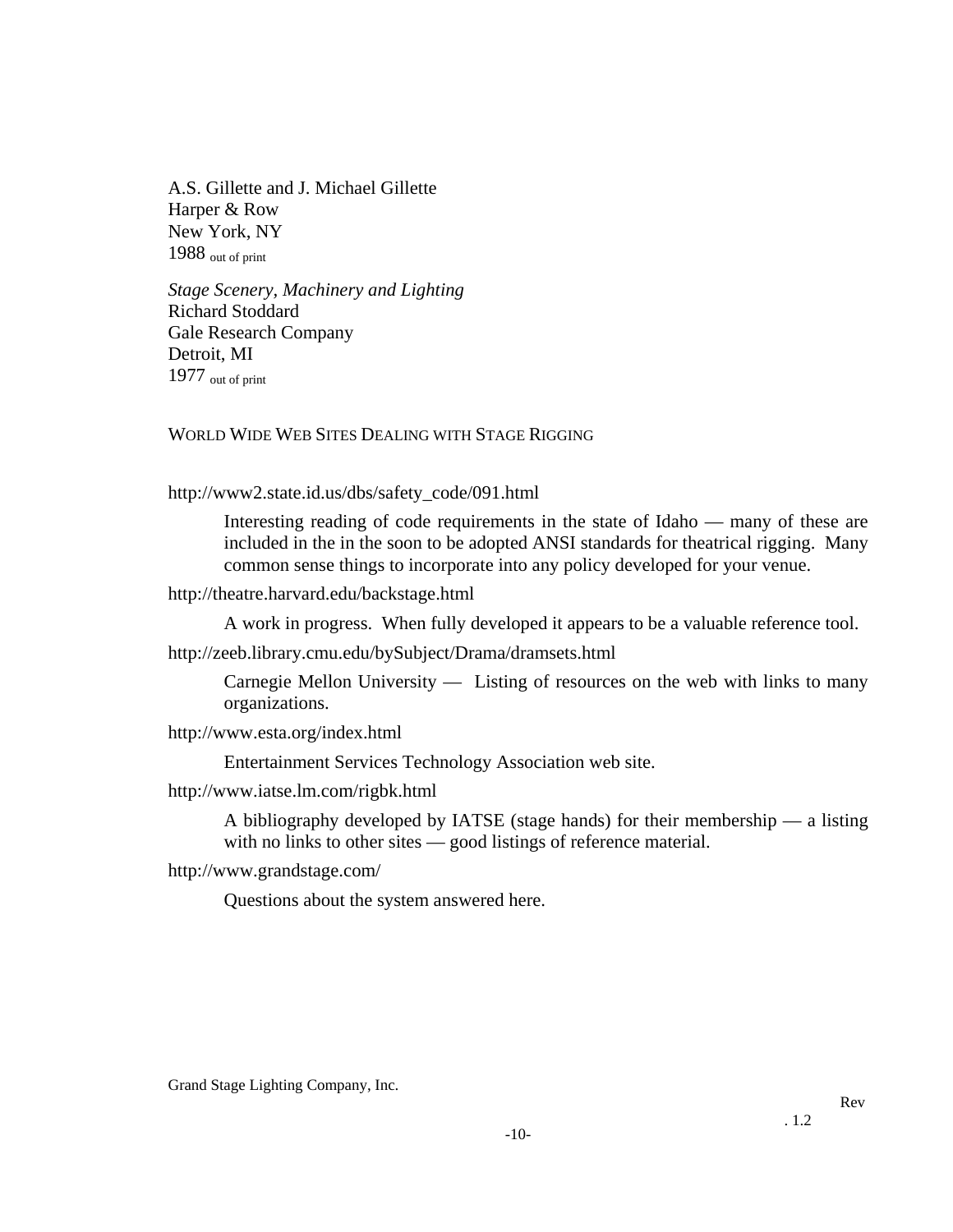A.S. Gillette and J. Michael Gillette
Harper & Row
New York, NY
1988 out of print

*Stage Scenery, Machinery and Lighting*
Richard Stoddard
Gale Research Company
Detroit, MI
1977 out of print

## World Wide Web Sites Dealing with Stage Rigging

http://www2.state.id.us/dbs/safety_code/091.html

> Interesting reading of code requirements in the state of Idaho — many of these are included in the in the soon to be adopted ANSI standards for theatrical rigging. Many common sense things to incorporate into any policy developed for your venue.

http://theatre.harvard.edu/backstage.html

> A work in progress. When fully developed it appears to be a valuable reference tool.

http://zeeb.library.cmu.edu/bySubject/Drama/dramsets.html

> Carnegie Mellon University — Listing of resources on the web with links to many organizations.

http://www.esta.org/index.html

> Entertainment Services Technology Association web site.

http://www.iatse.lm.com/rigbk.html

> A bibliography developed by IATSE (stage hands) for their membership — a listing with no links to other sites — good listings of reference material.

http://www.grandstage.com/

> Questions about the system answered here.